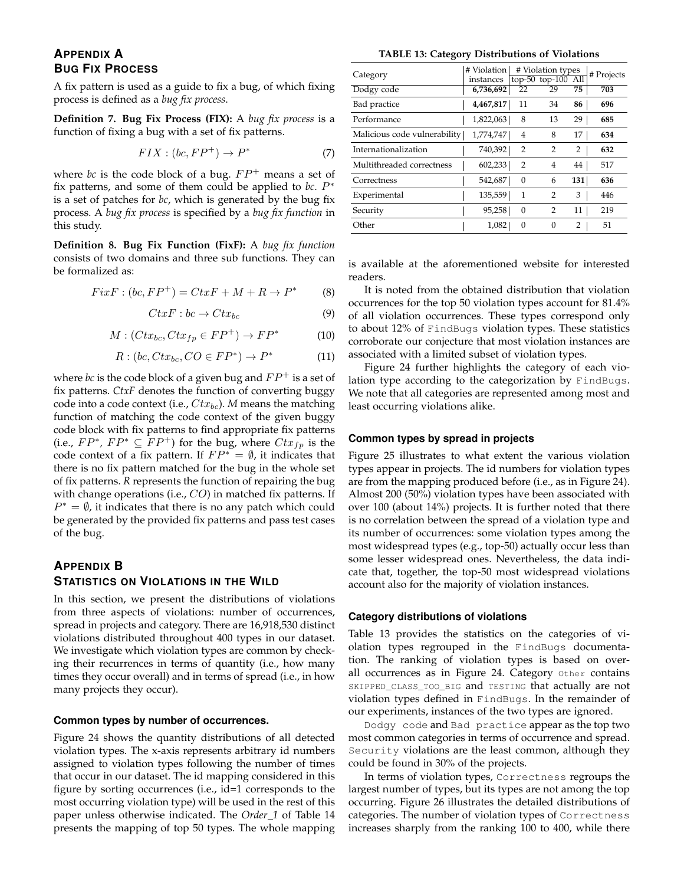# Appendix A
## Bug Fix Process

A fix pattern is used as a guide to fix a bug, of which fixing process is defined as a *bug fix process*.

**Definition 7. Bug Fix Process (FIX):** A *bug fix process* is a function of fixing a bug with a set of fix patterns.

$$FIX : (bc, FP^{+}) \rightarrow P^{*} \tag{7}$$

where *bc* is the code block of a bug. $FP^{+}$ means a set of fix patterns, and some of them could be applied to *bc*. $P^{*}$ is a set of patches for *bc*, which is generated by the bug fix process. A *bug fix process* is specified by a *bug fix function* in this study.

**Definition 8. Bug Fix Function (FixF):** A *bug fix function* consists of two domains and three sub functions. They can be formalized as:

$$FixF : (bc, FP^{+}) = CtxF + M + R \rightarrow P^{*} \tag{8}$$

$$CtxF : bc \rightarrow Ctx_{bc} \tag{9}$$

$$M : (Ctx_{bc}, Ctx_{fp} \in FP^{+}) \rightarrow FP^{*} \tag{10}$$

$$R : (bc, Ctx_{bc}, CO \in FP^{*}) \rightarrow P^{*} \tag{11}$$

where *bc* is the code block of a given bug and $FP^{+}$ is a set of fix patterns. *CtxF* denotes the function of converting buggy code into a code context (i.e., $Ctx_{bc}$). *M* means the matching function of matching the code context of the given buggy code block with fix patterns to find appropriate fix patterns (i.e., $FP^{*}$, $FP^{*} \subseteq FP^{+}$) for the bug, where $Ctx_{fp}$ is the code context of a fix pattern. If $FP^{*} = \emptyset$, it indicates that there is no fix pattern matched for the bug in the whole set of fix patterns. *R* represents the function of repairing the bug with change operations (i.e., $CO$) in matched fix patterns. If $P^{*} = \emptyset$, it indicates that there is no any patch which could be generated by the provided fix patterns and pass test cases of the bug.

# Appendix B
## Statistics on Violations in the Wild

In this section, we present the distributions of violations from three aspects of violations: number of occurrences, spread in projects and category. There are 16,918,530 distinct violations distributed throughout 400 types in our dataset. We investigate which violation types are common by checking their recurrences in terms of quantity (i.e., how many times they occur overall) and in terms of spread (i.e., in how many projects they occur).

### Common types by number of occurrences.

Figure 24 shows the quantity distributions of all detected violation types. The x-axis represents arbitrary id numbers assigned to violation types following the number of times that occur in our dataset. The id mapping considered in this figure by sorting occurrences (i.e., id=1 corresponds to the most occurring violation type) will be used in the rest of this paper unless otherwise indicated. The *Order_1* of Table 14 presents the mapping of top 50 types. The whole mapping is available at the aforementioned website for interested readers.

It is noted from the obtained distribution that violation occurrences for the top 50 violation types account for 81.4% of all violation occurrences. These types correspond only to about 12% of `FindBugs` violation types. These statistics corroborate our conjecture that most violation instances are associated with a limited subset of violation types.

Figure 24 further highlights the category of each violation type according to the categorization by `FindBugs`. We note that all categories are represented among most and least occurring violations alike.

### Common types by spread in projects

Figure 25 illustrates to what extent the various violation types appear in projects. The id numbers for violation types are from the mapping produced before (i.e., as in Figure 24). Almost 200 (50%) violation types have been associated with over 100 (about 14%) projects. It is further noted that there is no correlation between the spread of a violation type and its number of occurrences: some violation types among the most widespread types (e.g., top-50) actually occur less than some lesser widespread ones. Nevertheless, the data indicate that, together, the top-50 most widespread violations account also for the majority of violation instances.

**TABLE 13: Category Distributions of Violations**

| Category | # Violation instances | # Violation types | | | # Projects |
|---|---|---|---|---|---|
| | | top-50 | top-100 | All | |
| Dodgy code | **6,736,692** | 22 | 29 | **75** | **703** |
| Bad practice | **4,467,817** | 11 | 34 | **86** | **696** |
| Performance | 1,822,063 | 8 | 13 | 29 | **685** |
| Malicious code vulnerability | 1,774,747 | 4 | 8 | 17 | **634** |
| Internationalization | 740,392 | 2 | 2 | 2 | **632** |
| Multithreaded correctness | 602,233 | 2 | 4 | 44 | 517 |
| Correctness | 542,687 | 0 | 6 | **131** | **636** |
| Experimental | 135,559 | 1 | 2 | 3 | 446 |
| Security | 95,258 | 0 | 2 | 11 | 219 |
| Other | 1,082 | 0 | 0 | 2 | 51 |

### Category distributions of violations

Table 13 provides the statistics on the categories of violation types regrouped in the `FindBugs` documentation. The ranking of violation types is based on overall occurrences as in Figure 24. Category `Other` contains `SKIPPED_CLASS_TOO_BIG` and `TESTING` that actually are not violation types defined in `FindBugs`. In the remainder of our experiments, instances of the two types are ignored.

`Dodgy code` and `Bad practice` appear as the top two most common categories in terms of occurrence and spread. `Security` violations are the least common, although they could be found in 30% of the projects.

In terms of violation types, `Correctness` regroups the largest number of types, but its types are not among the top occurring. Figure 26 illustrates the detailed distributions of categories. The number of violation types of `Correctness` increases sharply from the ranking 100 to 400, while there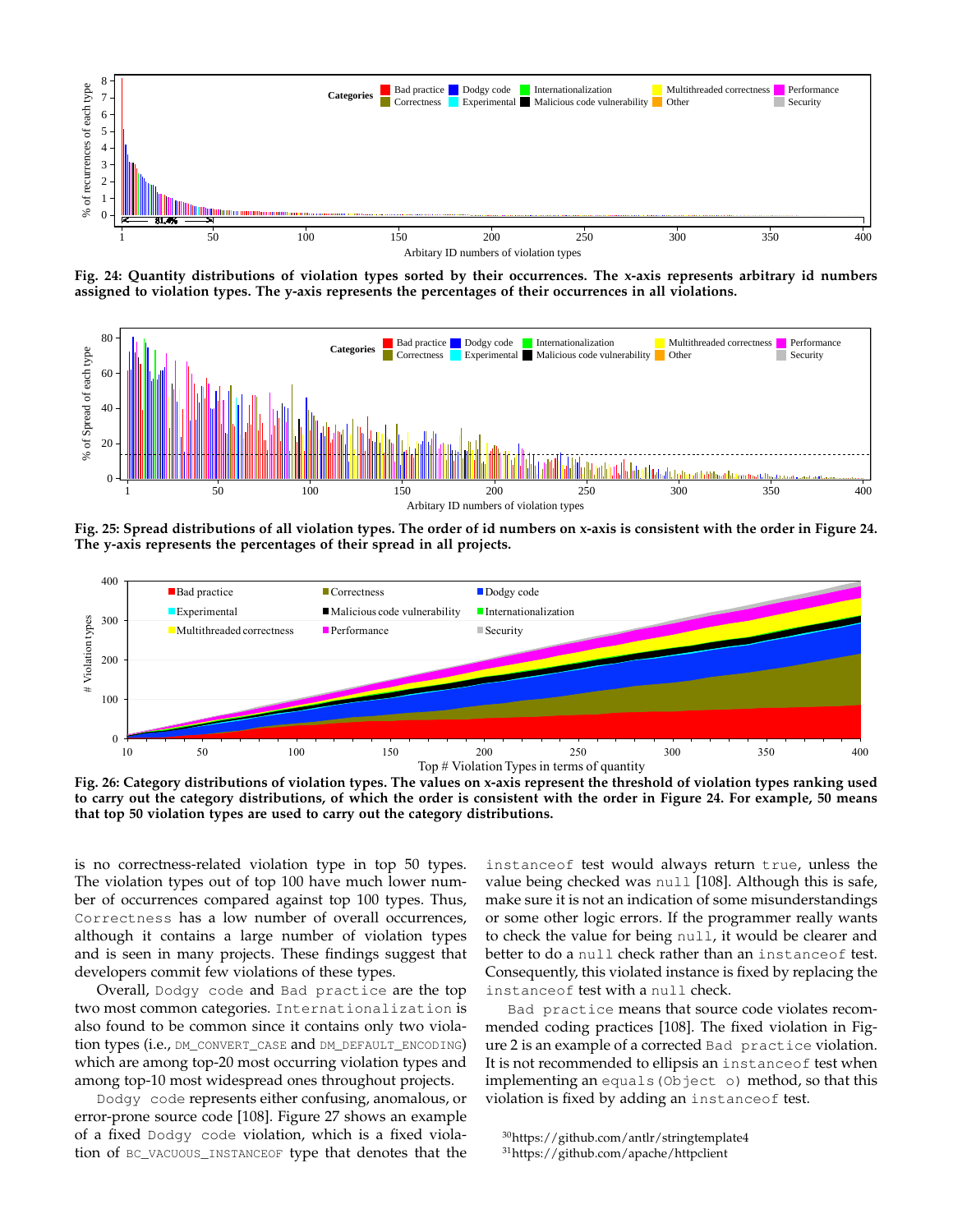Fig. 24: Quantity distributions of violation types sorted by their occurrences. The x-axis represents arbitrary id numbers assigned to violation types. The y-axis represents the percentages of their occurrences in all violations.

Fig. 25: Spread distributions of all violation types. The order of id numbers on x-axis is consistent with the order in Figure 24. The y-axis represents the percentages of their spread in all projects.

Fig. 26: Category distributions of violation types. The values on x-axis represent the threshold of violation types ranking used to carry out the category distributions, of which the order is consistent with the order in Figure 24. For example, 50 means that top 50 violation types are used to carry out the category distributions.

is no correctness-related violation type in top 50 types. The violation types out of top 100 have much lower number of occurrences compared against top 100 types. Thus, `Correctness` has a low number of overall occurrences, although it contains a large number of violation types and is seen in many projects. These findings suggest that developers commit few violations of these types.

Overall, `Dodgy code` and `Bad practice` are the top two most common categories. `Internationalization` is also found to be common since it contains only two violation types (i.e., `DM_CONVERT_CASE` and `DM_DEFAULT_ENCODING`) which are among top-20 most occurring violation types and among top-10 most widespread ones throughout projects.

`Dodgy code` represents either confusing, anomalous, or error-prone source code [108]. Figure 27 shows an example of a fixed `Dodgy code` violation, which is a fixed violation of `BC_VACUOUS_INSTANCEOF` type that denotes that the `instanceof` test would always return `true`, unless the value being checked was `null` [108]. Although this is safe, make sure it is not an indication of some misunderstandings or some other logic errors. If the programmer really wants to check the value for being `null`, it would be clearer and better to do a `null` check rather than an `instanceof` test. Consequently, this violated instance is fixed by replacing the `instanceof` test with a `null` check.

`Bad practice` means that source code violates recommended coding practices [108]. The fixed violation in Figure 2 is an example of a corrected `Bad practice` violation. It is not recommended to ellipsis an `instanceof` test when implementing an `equals(Object o)` method, so that this violation is fixed by adding an `instanceof` test.

[30] https://github.com/antlr/stringtemplate4

[31] https://github.com/apache/httpclient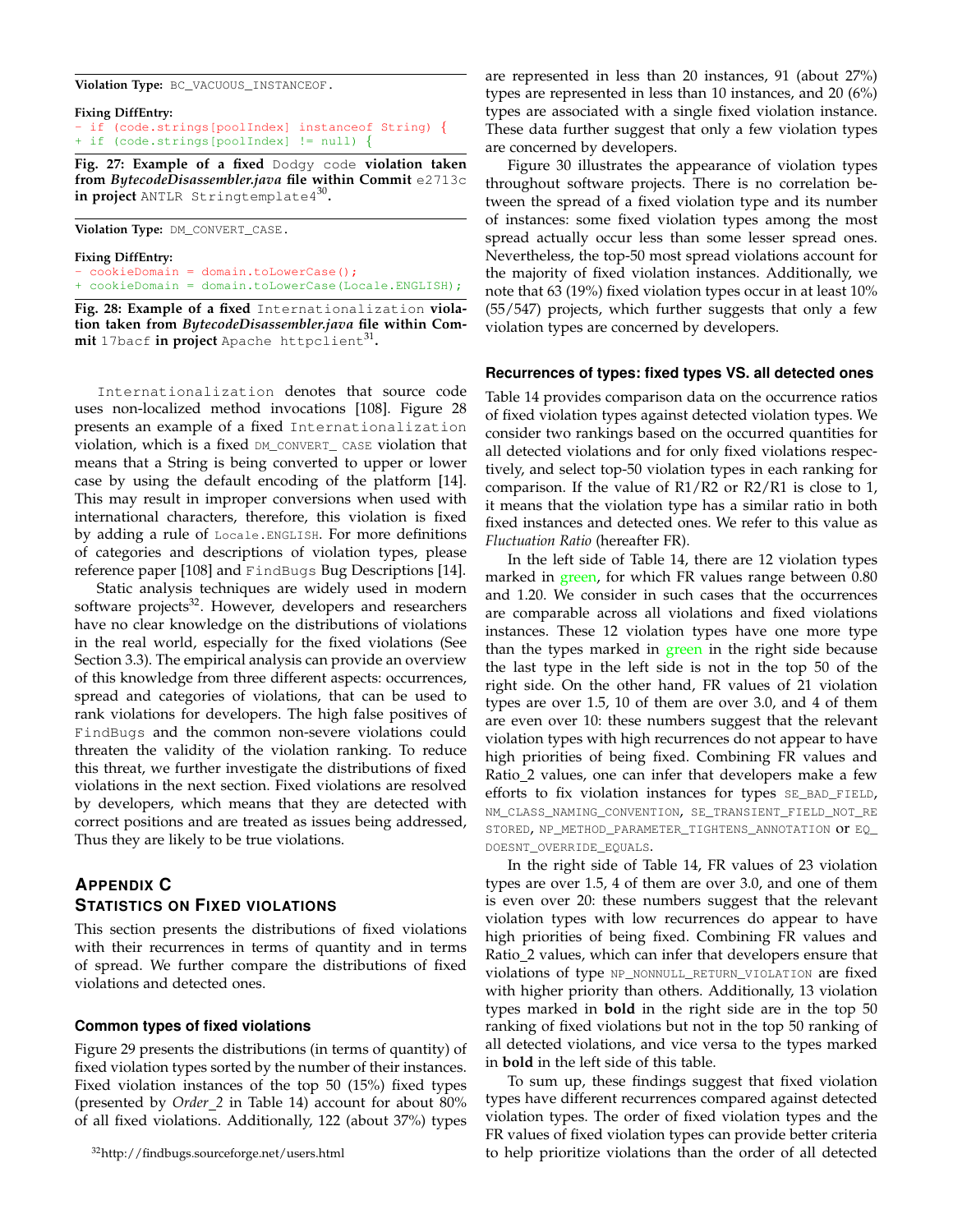**Violation Type:** `BC_VACUOUS_INSTANCEOF.`

**Fixing DiffEntry:**

```
- if (code.strings[poolIndex] instanceof String) {
+ if (code.strings[poolIndex] != null) {
```

**Fig. 27: Example of a fixed** `Dodgy code` **violation taken from** ***BytecodeDisassembler.java*** **file within Commit** `e2713c` **in project** `ANTLR Stringtemplate4`[30]**.**

**Violation Type:** `DM_CONVERT_CASE.`

**Fixing DiffEntry:**

```
- cookieDomain = domain.toLowerCase();
+ cookieDomain = domain.toLowerCase(Locale.ENGLISH);
```

**Fig. 28: Example of a fixed** `Internationalization` **violation taken from** ***BytecodeDisassembler.java*** **file within Commit** `17bacf` **in project** `Apache httpclient`[31]**.**

`Internationalization` denotes that source code uses non-localized method invocations [108]. Figure 28 presents an example of a fixed `Internationalization` violation, which is a fixed `DM_CONVERT_ CASE` violation that means that a String is being converted to upper or lower case by using the default encoding of the platform [14]. This may result in improper conversions when used with international characters, therefore, this violation is fixed by adding a rule of `Locale.ENGLISH`. For more definitions of categories and descriptions of violation types, please reference paper [108] and `FindBugs` Bug Descriptions [14].

Static analysis techniques are widely used in modern software projects[32]. However, developers and researchers have no clear knowledge on the distributions of violations in the real world, especially for the fixed violations (See Section 3.3). The empirical analysis can provide an overview of this knowledge from three different aspects: occurrences, spread and categories of violations, that can be used to rank violations for developers. The high false positives of `FindBugs` and the common non-severe violations could threaten the validity of the violation ranking. To reduce this threat, we further investigate the distributions of fixed violations in the next section. Fixed violations are resolved by developers, which means that they are detected with correct positions and are treated as issues being addressed, Thus they are likely to be true violations.

## APPENDIX C
## STATISTICS ON FIXED VIOLATIONS

This section presents the distributions of fixed violations with their recurrences in terms of quantity and in terms of spread. We further compare the distributions of fixed violations and detected ones.

### Common types of fixed violations

Figure 29 presents the distributions (in terms of quantity) of fixed violation types sorted by the number of their instances. Fixed violation instances of the top 50 (15%) fixed types (presented by *Order_2* in Table 14) account for about 80% of all fixed violations. Additionally, 122 (about 37%) types are represented in less than 20 instances, 91 (about 27%) types are represented in less than 10 instances, and 20 (6%) types are associated with a single fixed violation instance. These data further suggest that only a few violation types are concerned by developers.

Figure 30 illustrates the appearance of violation types throughout software projects. There is no correlation between the spread of a fixed violation type and its number of instances: some fixed violation types among the most spread actually occur less than some lesser spread ones. Nevertheless, the top-50 most spread violations account for the majority of fixed violation instances. Additionally, we note that 63 (19%) fixed violation types occur in at least 10% (55/547) projects, which further suggests that only a few violation types are concerned by developers.

### Recurrences of types: fixed types VS. all detected ones

Table 14 provides comparison data on the occurrence ratios of fixed violation types against detected violation types. We consider two rankings based on the occurred quantities for all detected violations and for only fixed violations respectively, and select top-50 violation types in each ranking for comparison. If the value of R1/R2 or R2/R1 is close to 1, it means that the violation type has a similar ratio in both fixed instances and detected ones. We refer to this value as *Fluctuation Ratio* (hereafter FR).

In the left side of Table 14, there are 12 violation types marked in green, for which FR values range between 0.80 and 1.20. We consider in such cases that the occurrences are comparable across all violations and fixed violations instances. These 12 violation types have one more type than the types marked in green in the right side because the last type in the left side is not in the top 50 of the right side. On the other hand, FR values of 21 violation types are over 1.5, 10 of them are over 3.0, and 4 of them are even over 10: these numbers suggest that the relevant violation types with high recurrences do not appear to have high priorities of being fixed. Combining FR values and Ratio_2 values, one can infer that developers make a few efforts to fix violation instances for types `SE_BAD_FIELD`, `NM_CLASS_NAMING_CONVENTION`, `SE_TRANSIENT_FIELD_NOT_RESTORED`, `NP_METHOD_PARAMETER_TIGHTENS_ANNOTATION` or `EQ_DOESNT_OVERRIDE_EQUALS`.

In the right side of Table 14, FR values of 23 violation types are over 1.5, 4 of them are over 3.0, and one of them is even over 20: these numbers suggest that the relevant violation types with low recurrences do appear to have high priorities of being fixed. Combining FR values and Ratio_2 values, which can infer that developers ensure that violations of type `NP_NONNULL_RETURN_VIOLATION` are fixed with higher priority than others. Additionally, 13 violation types marked in **bold** in the right side are in the top 50 ranking of fixed violations but not in the top 50 ranking of all detected violations, and vice versa to the types marked in **bold** in the left side of this table.

To sum up, these findings suggest that fixed violation types have different recurrences compared against detected violation types. The order of fixed violation types and the FR values of fixed violation types can provide better criteria to help prioritize violations than the order of all detected

[32] http://findbugs.sourceforge.net/users.html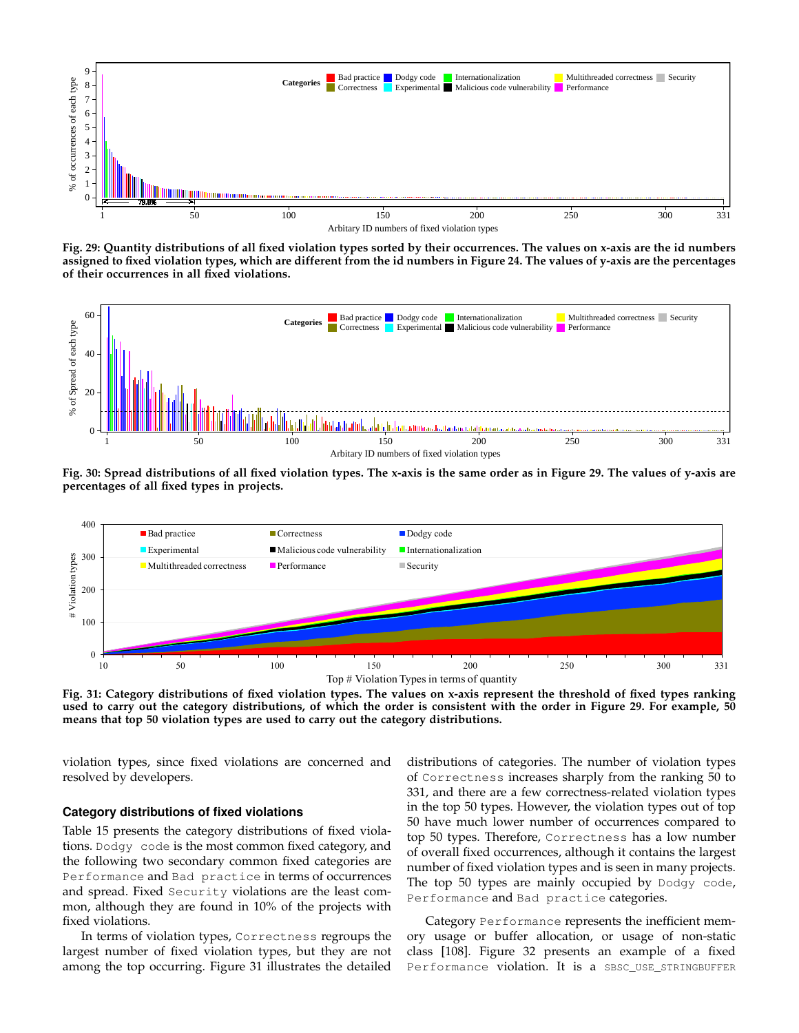Fig. 29: Quantity distributions of all fixed violation types sorted by their occurrences. The values on x-axis are the id numbers assigned to fixed violation types, which are different from the id numbers in Figure 24. The values of y-axis are the percentages of their occurrences in all fixed violations.

Fig. 30: Spread distributions of all fixed violation types. The x-axis is the same order as in Figure 29. The values of y-axis are percentages of all fixed types in projects.

Fig. 31: Category distributions of fixed violation types. The values on x-axis represent the threshold of fixed types ranking used to carry out the category distributions, of which the order is consistent with the order in Figure 29. For example, 50 means that top 50 violation types are used to carry out the category distributions.

violation types, since fixed violations are concerned and resolved by developers.

### Category distributions of fixed violations

Table 15 presents the category distributions of fixed violations. `Dodgy code` is the most common fixed category, and the following two secondary common fixed categories are `Performance` and `Bad practice` in terms of occurrences and spread. Fixed `Security` violations are the least common, although they are found in 10% of the projects with fixed violations.

In terms of violation types, `Correctness` regroups the largest number of fixed violation types, but they are not among the top occurring. Figure 31 illustrates the detailed distributions of categories. The number of violation types of `Correctness` increases sharply from the ranking 50 to 331, and there are a few correctness-related violation types in the top 50 types. However, the violation types out of top 50 have much lower number of occurrences compared to top 50 types. Therefore, `Correctness` has a low number of overall fixed occurrences, although it contains the largest number of fixed violation types and is seen in many projects. The top 50 types are mainly occupied by `Dodgy code`, `Performance` and `Bad practice` categories.

Category `Performance` represents the inefficient memory usage or buffer allocation, or usage of non-static class [108]. Figure 32 presents an example of a fixed `Performance` violation. It is a `SBSC_USE_STRINGBUFFER`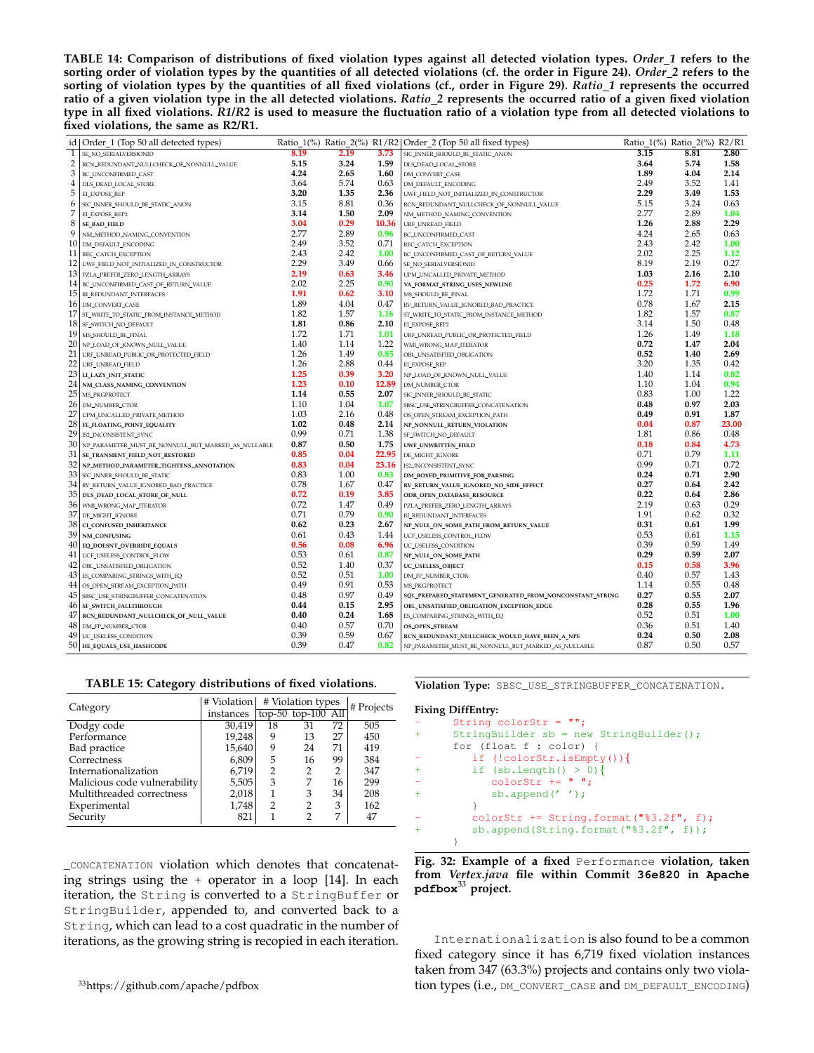**TABLE 14: Comparison of distributions of fixed violation types against all detected violation types.** ***Order_1*** **refers to the sorting order of violation types by the quantities of all detected violations (cf. the order in Figure 24).** ***Order_2*** **refers to the sorting of violation types by the quantities of all fixed violations (cf., order in Figure 29).** ***Ratio_1*** **represents the occurred ratio of a given violation type in the all detected violations.** ***Ratio_2*** **represents the occurred ratio of a given fixed violation type in all fixed violations.** ***R1/R2*** **is used to measure the fluctuation ratio of a violation type from all detected violations to fixed violations, the same as R2/R1.**

| id | Order_1 (Top 50 all detected types) | Ratio_1(%) | Ratio_2(%) | R1/R2 | Order_2 (Top 50 all fixed types) | Ratio_1(%) | Ratio_2(%) | R2/R1 |
|---|---|---|---|---|---|---|---|---|
| 1 | SE_NO_SERIALVERSIONID | 8.19 | 2.19 | 3.73 | SIC_INNER_SHOULD_BE_STATIC_ANON | 3.15 | 8.81 | 2.80 |
| 2 | RCN_REDUNDANT_NULLCHECK_OF_NONNULL_VALUE | 5.15 | 3.24 | 1.59 | DLS_DEAD_LOCAL_STORE | 3.64 | 5.74 | 1.58 |
| 3 | BC_UNCONFIRMED_CAST | 4.24 | 2.65 | 1.60 | DM_CONVERT_CASE | 1.89 | 4.04 | 2.14 |
| 4 | DLS_DEAD_LOCAL_STORE | 3.64 | 5.74 | 0.63 | DM_DEFAULT_ENCODING | 2.49 | 3.52 | 1.41 |
| 5 | EI_EXPOSE_REP | 3.20 | 1.35 | 2.36 | UWF_FIELD_NOT_INITIALIZED_IN_CONSTRUCTOR | 2.29 | 3.49 | 1.53 |
| 6 | SIC_INNER_SHOULD_BE_STATIC_ANON | 3.15 | 8.81 | 0.36 | RCN_REDUNDANT_NULLCHECK_OF_NONNULL_VALUE | 5.15 | 3.24 | 0.63 |
| 7 | EI_EXPOSE_REP2 | 3.14 | 1.50 | 2.09 | NM_METHOD_NAMING_CONVENTION | 2.77 | 2.89 | 1.04 |
| 8 | SE_BAD_FIELD | 3.04 | 0.29 | 10.36 | URF_UNREAD_FIELD | 1.26 | 2.88 | 2.29 |
| 9 | NM_METHOD_NAMING_CONVENTION | 2.77 | 2.89 | 0.96 | BC_UNCONFIRMED_CAST | 4.24 | 2.65 | 0.63 |
| 10 | DM_DEFAULT_ENCODING | 2.49 | 3.52 | 0.71 | REC_CATCH_EXCEPTION | 2.43 | 2.42 | 1.00 |
| 11 | REC_CATCH_EXCEPTION | 2.43 | 2.42 | 1.00 | BC_UNCONFIRMED_CAST_OF_RETURN_VALUE | 2.02 | 2.25 | 1.12 |
| 12 | UWF_FIELD_NOT_INITIALIZED_IN_CONSTRUCTOR | 2.29 | 3.49 | 0.66 | SE_NO_SERIALVERSIONID | 8.19 | 2.19 | 0.27 |
| 13 | PZLA_PREFER_ZERO_LENGTH_ARRAYS | 2.19 | 0.63 | 3.46 | UPM_UNCALLED_PRIVATE_METHOD | 1.03 | 2.16 | 2.10 |
| 14 | BC_UNCONFIRMED_CAST_OF_RETURN_VALUE | 2.02 | 2.25 | 0.90 | VA_FORMAT_STRING_USES_NEWLINE | 0.25 | 1.72 | 6.90 |
| 15 | RI_REDUNDANT_INTERFACES | 1.91 | 0.62 | 3.10 | MS_SHOULD_BE_FINAL | 1.72 | 1.71 | 0.99 |
| 16 | DM_CONVERT_CASE | 1.89 | 4.04 | 0.47 | RV_RETURN_VALUE_IGNORED_BAD_PRACTICE | 0.78 | 1.67 | 2.15 |
| 17 | ST_WRITE_TO_STATIC_FROM_INSTANCE_METHOD | 1.82 | 1.57 | 1.16 | ST_WRITE_TO_STATIC_FROM_INSTANCE_METHOD | 1.82 | 1.57 | 0.87 |
| 18 | SF_SWITCH_NO_DEFAULT | 1.81 | 0.86 | 2.10 | EI_EXPOSE_REP2 | 3.14 | 1.50 | 0.48 |
| 19 | MS_SHOULD_BE_FINAL | 1.72 | 1.71 | 1.01 | URF_UNREAD_PUBLIC_OR_PROTECTED_FIELD | 1.26 | 1.49 | 1.18 |
| 20 | NP_LOAD_OF_KNOWN_NULL_VALUE | 1.40 | 1.14 | 1.22 | WMI_WRONG_MAP_ITERATOR | 0.72 | 1.47 | 2.04 |
| 21 | URF_UNREAD_PUBLIC_OR_PROTECTED_FIELD | 1.26 | 1.49 | 0.85 | OBL_UNSATISFIED_OBLIGATION | 0.52 | 1.40 | 2.69 |
| 22 | URF_UNREAD_FIELD | 1.26 | 2.88 | 0.44 | EI_EXPOSE_REP | 3.20 | 1.35 | 0.42 |
| 23 | LI_LAZY_INIT_STATIC | 1.25 | 0.39 | 3.20 | NP_LOAD_OF_KNOWN_NULL_VALUE | 1.40 | 1.14 | 0.82 |
| 24 | NM_CLASS_NAMING_CONVENTION | 1.23 | 0.10 | 12.89 | DM_NUMBER_CTOR | 1.10 | 1.04 | 0.94 |
| 25 | MS_PKGPROTECT | 1.14 | 0.55 | 2.07 | SIC_INNER_SHOULD_BE_STATIC | 0.83 | 1.00 | 1.22 |
| 26 | DM_NUMBER_CTOR | 1.10 | 1.04 | 1.07 | SBSC_USE_STRINGBUFFER_CONCATENATION | 0.48 | 0.97 | 2.03 |
| 27 | UPM_UNCALLED_PRIVATE_METHOD | 1.03 | 2.16 | 0.48 | OS_OPEN_STREAM_EXCEPTION_PATH | 0.49 | 0.91 | 1.87 |
| 28 | FE_FLOATING_POINT_EQUALITY | 1.02 | 0.48 | 2.14 | NP_NONNULL_RETURN_VIOLATION | 0.04 | 0.87 | 23.00 |
| 29 | IS2_INCONSISTENT_SYNC | 0.99 | 0.71 | 1.38 | SF_SWITCH_NO_DEFAULT | 1.81 | 0.86 | 0.48 |
| 30 | NP_PARAMETER_MUST_BE_NONNULL_BUT_MARKED_AS_NULLABLE | 0.87 | 0.50 | 1.75 | UWF_UNWRITTEN_FIELD | 0.18 | 0.84 | 4.73 |
| 31 | SE_TRANSIENT_FIELD_NOT_RESTORED | 0.85 | 0.04 | 22.95 | DE_MIGHT_IGNORE | 0.71 | 0.79 | 1.11 |
| 32 | NP_METHOD_PARAMETER_TIGHTENS_ANNOTATION | 0.83 | 0.04 | 23.16 | IS2_INCONSISTENT_SYNC | 0.99 | 0.71 | 0.72 |
| 33 | SIC_INNER_SHOULD_BE_STATIC | 0.83 | 1.00 | 0.83 | DM_BOXED_PRIMITIVE_FOR_PARSING | 0.24 | 0.71 | 2.90 |
| 34 | RV_RETURN_VALUE_IGNORED_BAD_PRACTICE | 0.78 | 1.67 | 0.47 | RV_RETURN_VALUE_IGNORED_NO_SIDE_EFFECT | 0.27 | 0.64 | 2.42 |
| 35 | DLS_DEAD_LOCAL_STORE_OF_NULL | 0.72 | 0.19 | 3.85 | ODR_OPEN_DATABASE_RESOURCE | 0.22 | 0.64 | 2.86 |
| 36 | WMI_WRONG_MAP_ITERATOR | 0.72 | 1.47 | 0.49 | PZLA_PREFER_ZERO_LENGTH_ARRAYS | 2.19 | 0.63 | 0.29 |
| 37 | DE_MIGHT_IGNORE | 0.71 | 0.79 | 0.90 | RI_REDUNDANT_INTERFACES | 1.91 | 0.62 | 0.32 |
| 38 | CI_CONFUSED_INHERITANCE | 0.62 | 0.23 | 2.67 | NP_NULL_ON_SOME_PATH_FROM_RETURN_VALUE | 0.31 | 0.61 | 1.99 |
| 39 | NM_CONFUSING | 0.61 | 0.43 | 1.44 | UCF_USELESS_CONTROL_FLOW | 0.53 | 0.61 | 1.15 |
| 40 | EQ_DOESNT_OVERRIDE_EQUALS | 0.56 | 0.08 | 6.96 | UC_USELESS_CONDITION | 0.39 | 0.59 | 1.49 |
| 41 | UCF_USELESS_CONTROL_FLOW | 0.53 | 0.61 | 0.87 | NP_NULL_ON_SOME_PATH | 0.29 | 0.59 | 2.07 |
| 42 | OBL_UNSATISFIED_OBLIGATION | 0.52 | 1.40 | 0.37 | UC_USELESS_OBJECT | 0.15 | 0.58 | 3.96 |
| 43 | ES_COMPARING_STRINGS_WITH_EQ | 0.52 | 0.51 | 1.00 | DM_FP_NUMBER_CTOR | 0.40 | 0.57 | 1.43 |
| 44 | OS_OPEN_STREAM_EXCEPTION_PATH | 0.49 | 0.91 | 0.53 | MS_PKGPROTECT | 1.14 | 0.55 | 0.48 |
| 45 | SBSC_USE_STRINGBUFFER_CONCATENATION | 0.48 | 0.97 | 0.49 | SQL_PREPARED_STATEMENT_GENERATED_FROM_NONCONSTANT_STRING | 0.27 | 0.55 | 2.07 |
| 46 | SF_SWITCH_FALLTHROUGH | 0.44 | 0.15 | 2.95 | OBL_UNSATISFIED_OBLIGATION_EXCEPTION_EDGE | 0.28 | 0.55 | 1.96 |
| 47 | RCN_REDUNDANT_NULLCHECK_OF_NULL_VALUE | 0.40 | 0.24 | 1.68 | ES_COMPARING_STRINGS_WITH_EQ | 0.52 | 0.51 | 1.00 |
| 48 | DM_FP_NUMBER_CTOR | 0.40 | 0.57 | 0.70 | OS_OPEN_STREAM | 0.36 | 0.51 | 1.40 |
| 49 | UC_USELESS_CONDITION | 0.39 | 0.59 | 0.67 | RCN_REDUNDANT_NULLCHECK_WOULD_HAVE_BEEN_A_NPE | 0.24 | 0.50 | 2.08 |
| 50 | HE_EQUALS_USE_HASHCODE | 0.39 | 0.47 | 0.82 | NP_PARAMETER_MUST_BE_NONNULL_BUT_MARKED_AS_NULLABLE | 0.87 | 0.50 | 0.57 |

**TABLE 15: Category distributions of fixed violations.**

| Category | # Violation instances | # Violation types | | | # Projects |
|---|---|---|---|---|---|
| | | top-50 | top-100 | All | |
| Dodgy code | 30,419 | 18 | 31 | 72 | 505 |
| Performance | 19,248 | 9 | 13 | 27 | 450 |
| Bad practice | 15,640 | 9 | 24 | 71 | 419 |
| Correctness | 6,809 | 5 | 16 | 99 | 384 |
| Internationalization | 6,719 | 2 | 2 | 2 | 347 |
| Malicious code vulnerability | 5,505 | 3 | 7 | 16 | 299 |
| Multithreaded correctness | 2,018 | 1 | 3 | 34 | 208 |
| Experimental | 1,748 | 2 | 2 | 3 | 162 |
| Security | 821 | 1 | 2 | 7 | 47 |

_CONCATENATION violation which denotes that concatenating strings using the + operator in a loop [14]. In each iteration, the String is converted to a StringBuffer or StringBuilder, appended to, and converted back to a String, which can lead to a cost quadratic in the number of iterations, as the growing string is recopied in each iteration.

**Violation Type:** SBSC_USE_STRINGBUFFER_CONCATENATION.

**Fixing DiffEntry:**

```
-     String colorStr = "";
+     StringBuilder sb = new StringBuilder();
      for (float f : color) {
-        if (!colorStr.isEmpty()){
+        if (sb.length() > 0){
-           colorStr += " ";
+           sb.append(' ');
         }
-        colorStr += String.format("%3.2f", f);
+        sb.append(String.format("%3.2f", f));
      }
```

**Fig. 32: Example of a fixed Performance violation, taken from *Vertex.java* file within Commit 36e820 in Apache pdfbox[33] project.**

[33]https://github.com/apache/pdfbox

Internationalization is also found to be a common fixed category since it has 6,719 fixed violation instances taken from 347 (63.3%) projects and contains only two violation types (i.e., DM_CONVERT_CASE and DM_DEFAULT_ENCODING)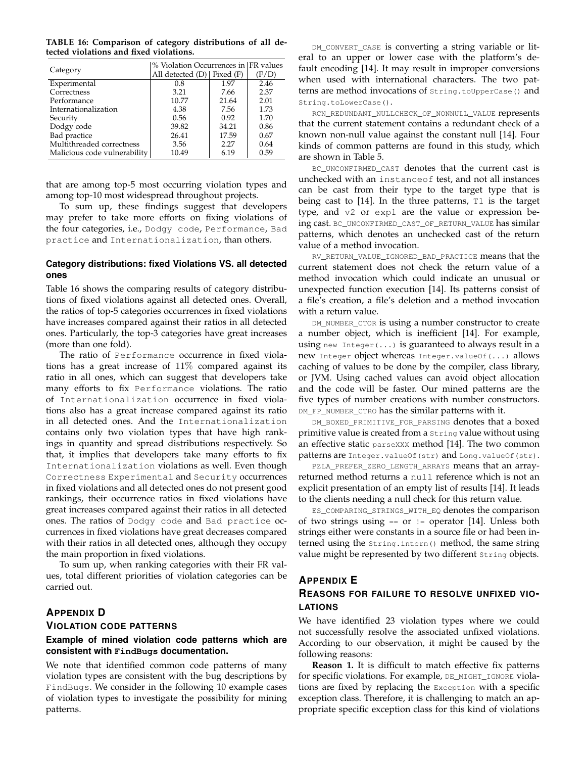**TABLE 16: Comparison of category distributions of all detected violations and fixed violations.**

| Category | % Violation Occurrences in | | FR values |
|---|---|---|---|
| | All detected (D) | Fixed (F) | (F/D) |
| Experimental | 0.8 | 1.97 | 2.46 |
| Correctness | 3.21 | 7.66 | 2.37 |
| Performance | 10.77 | 21.64 | 2.01 |
| Internationalization | 4.38 | 7.56 | 1.73 |
| Security | 0.56 | 0.92 | 1.70 |
| Dodgy code | 39.82 | 34.21 | 0.86 |
| Bad practice | 26.41 | 17.59 | 0.67 |
| Multithreaded correctness | 3.56 | 2.27 | 0.64 |
| Malicious code vulnerability | 10.49 | 6.19 | 0.59 |

that are among top-5 most occurring violation types and among top-10 most widespread throughout projects.

To sum up, these findings suggest that developers may prefer to take more efforts on fixing violations of the four categories, i.e., Dodgy code, Performance, Bad practice and Internationalization, than others.

### Category distributions: fixed Violations VS. all detected ones

Table 16 shows the comparing results of category distributions of fixed violations against all detected ones. Overall, the ratios of top-5 categories occurrences in fixed violations have increases compared against their ratios in all detected ones. Particularly, the top-3 categories have great increases (more than one fold).

The ratio of Performance occurrence in fixed violations has a great increase of $11\%$ compared against its ratio in all ones, which can suggest that developers take many efforts to fix Performance violations. The ratio of Internationalization occurrence in fixed violations also has a great increase compared against its ratio in all detected ones. And the Internationalization contains only two violation types that have high rankings in quantity and spread distributions respectively. So that, it implies that developers take many efforts to fix Internationalization violations as well. Even though Correctness Experimental and Security occurrences in fixed violations and all detected ones do not present good rankings, their occurrence ratios in fixed violations have great increases compared against their ratios in all detected ones. The ratios of Dodgy code and Bad practice occurrences in fixed violations have great decreases compared with their ratios in all detected ones, although they occupy the main proportion in fixed violations.

To sum up, when ranking categories with their FR values, total different priorities of violation categories can be carried out.

## Appendix D
## Violation code patterns

### Example of mined violation code patterns which are consistent with **FindBugs** documentation.

We note that identified common code patterns of many violation types are consistent with the bug descriptions by FindBugs. We consider in the following 10 example cases of violation types to investigate the possibility for mining patterns.

DM_CONVERT_CASE is converting a string variable or literal to an upper or lower case with the platform's default encoding [14]. It may result in improper conversions when used with international characters. The two patterns are method invocations of String.toUpperCase() and String.toLowerCase().

RCN_REDUNDANT_NULLCHECK_OF_NONNULL_VALUE represents that the current statement contains a redundant check of a known non-null value against the constant null [14]. Four kinds of common patterns are found in this study, which are shown in Table 5.

BC_UNCONFIRMED_CAST denotes that the current cast is unchecked with an instanceof test, and not all instances can be cast from their type to the target type that is being cast to [14]. In the three patterns, T1 is the target type, and v2 or exp1 are the value or expression being cast. BC_UNCONFIRMED_CAST_OF_RETURN_VALUE has similar patterns, which denotes an unchecked cast of the return value of a method invocation.

RV_RETURN_VALUE_IGNORED_BAD_PRACTICE means that the current statement does not check the return value of a method invocation which could indicate an unusual or unexpected function execution [14]. Its patterns consist of a file's creation, a file's deletion and a method invocation with a return value.

DM_NUMBER_CTOR is using a number constructor to create a number object, which is inefficient [14]. For example, using new Integer(...) is guaranteed to always result in a new Integer object whereas Integer.valueOf(...) allows caching of values to be done by the compiler, class library, or JVM. Using cached values can avoid object allocation and the code will be faster. Our mined patterns are the five types of number creations with number constructors. DM_FP_NUMBER_CTRO has the similar patterns with it.

DM_BOXED_PRIMITIVE_FOR_PARSING denotes that a boxed primitive value is created from a String value without using an effective static parseXXX method [14]. The two common patterns are Integer.valueOf(str) and Long.valueOf(str).

PZLA_PREFER_ZERO_LENGTH_ARRAYS means that an array-returned method returns a null reference which is not an explicit presentation of an empty list of results [14]. It leads to the clients needing a null check for this return value.

ES_COMPARING_STRINGS_WITH_EQ denotes the comparison of two strings using == or != operator [14]. Unless both strings either were constants in a source file or had been interned using the String.intern() method, the same string value might be represented by two different String objects.

## Appendix E
## Reasons for failure to resolve unfixed violations

We have identified 23 violation types where we could not successfully resolve the associated unfixed violations. According to our observation, it might be caused by the following reasons:

**Reason 1.** It is difficult to match effective fix patterns for specific violations. For example, DE_MIGHT_IGNORE violations are fixed by replacing the Exception with a specific exception class. Therefore, it is challenging to match an appropriate specific exception class for this kind of violations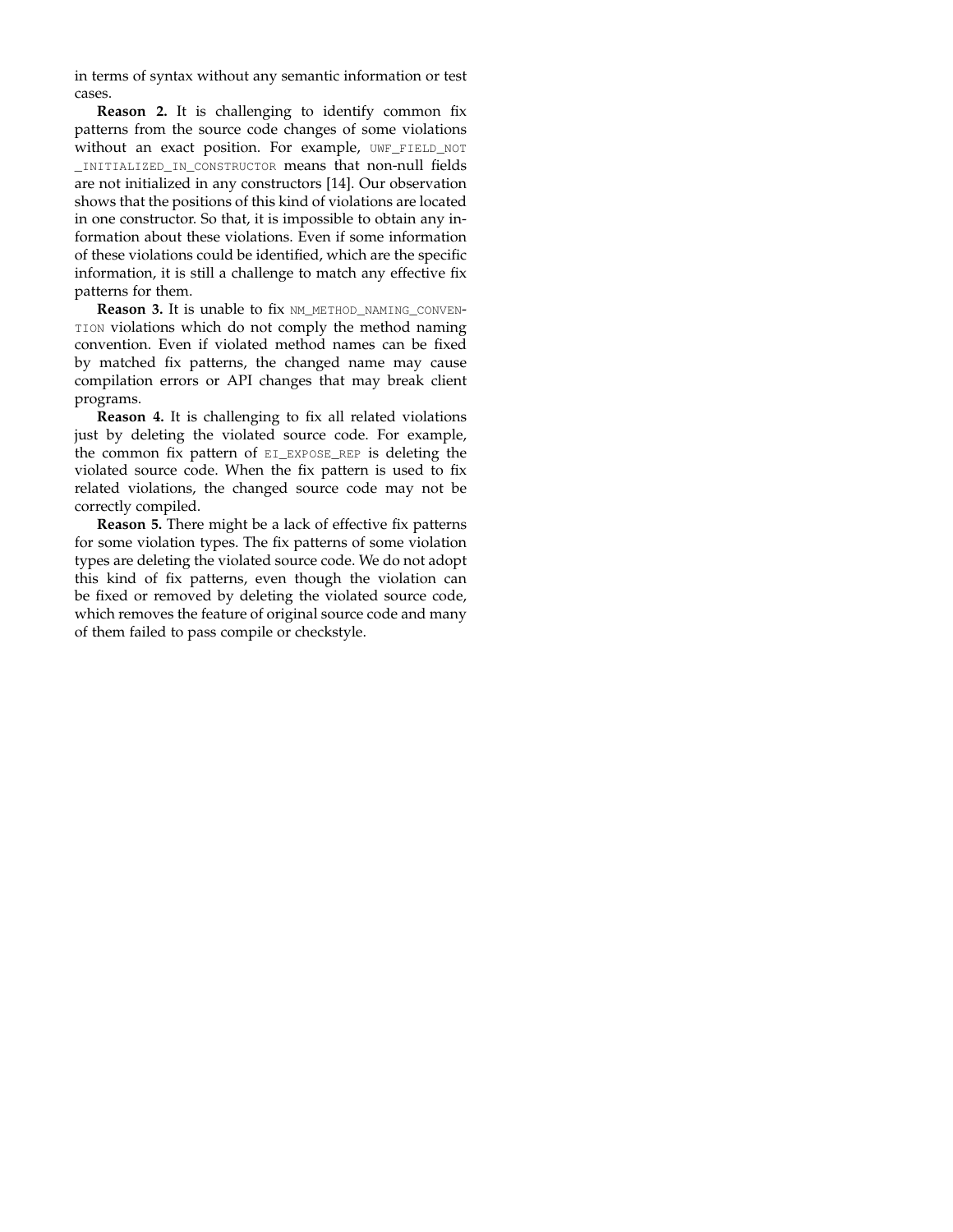in terms of syntax without any semantic information or test cases.

**Reason 2.** It is challenging to identify common fix patterns from the source code changes of some violations without an exact position. For example, UWF_FIELD_NOT_INITIALIZED_IN_CONSTRUCTOR means that non-null fields are not initialized in any constructors [14]. Our observation shows that the positions of this kind of violations are located in one constructor. So that, it is impossible to obtain any information about these violations. Even if some information of these violations could be identified, which are the specific information, it is still a challenge to match any effective fix patterns for them.

**Reason 3.** It is unable to fix NM_METHOD_NAMING_CONVENTION violations which do not comply the method naming convention. Even if violated method names can be fixed by matched fix patterns, the changed name may cause compilation errors or API changes that may break client programs.

**Reason 4.** It is challenging to fix all related violations just by deleting the violated source code. For example, the common fix pattern of EI_EXPOSE_REP is deleting the violated source code. When the fix pattern is used to fix related violations, the changed source code may not be correctly compiled.

**Reason 5.** There might be a lack of effective fix patterns for some violation types. The fix patterns of some violation types are deleting the violated source code. We do not adopt this kind of fix patterns, even though the violation can be fixed or removed by deleting the violated source code, which removes the feature of original source code and many of them failed to pass compile or checkstyle.